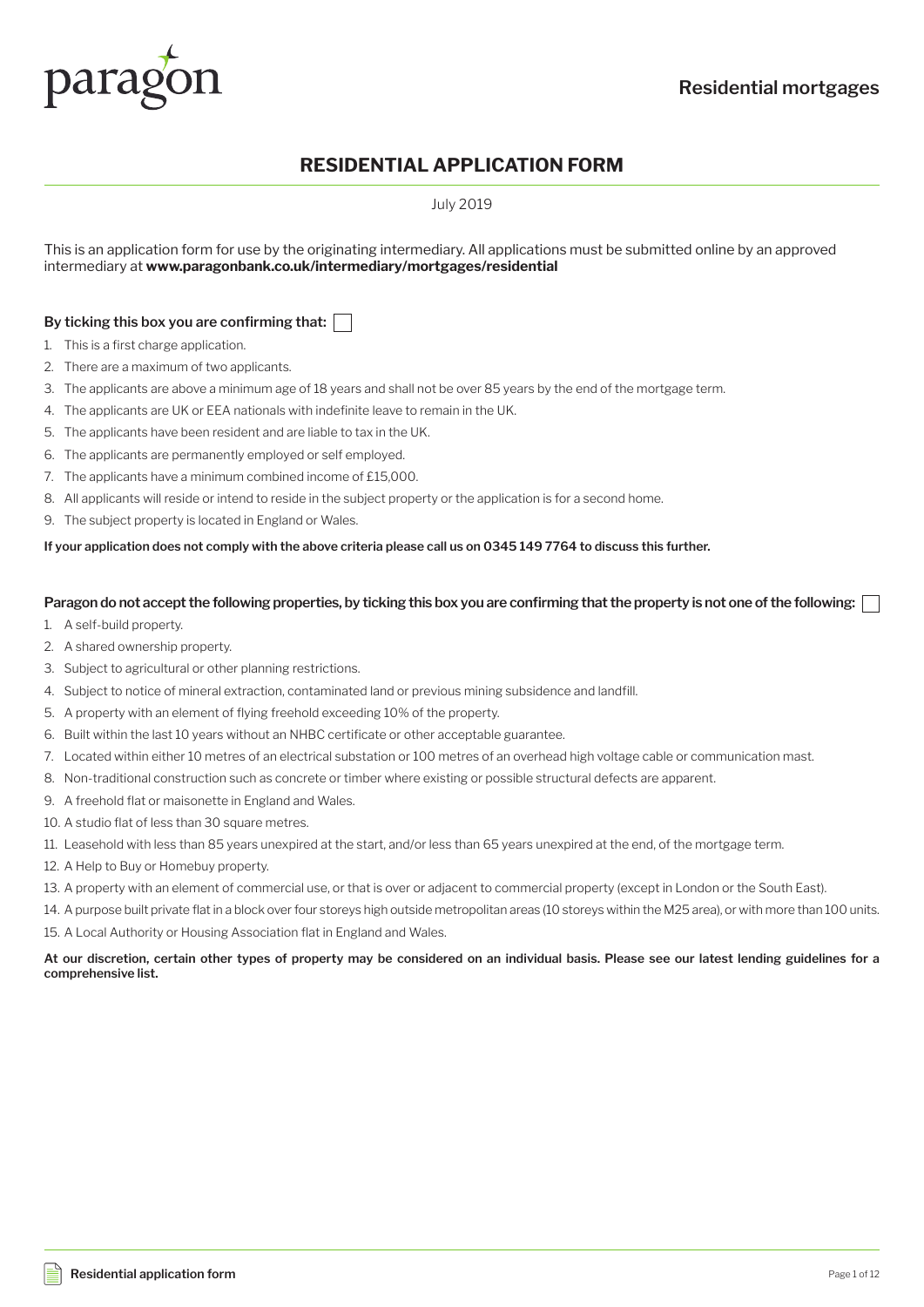paragon

Residential mortgages

# RESIDENTIAL APPLICATION FORM

July 2019

This is an application form for use by the originating intermediary. All applications must be submitted online by an approved intermediary at **www.paragonbank.co.uk/intermediary/mortgages/residential**

**By ticking this box you are confirming that:** ☐

1. This is a first charge application.
2. There are a maximum of two applicants.
3. The applicants are above a minimum age of 18 years and shall not be over 85 years by the end of the mortgage term.
4. The applicants are UK or EEA nationals with indefinite leave to remain in the UK.
5. The applicants have been resident and are liable to tax in the UK.
6. The applicants are permanently employed or self employed.
7. The applicants have a minimum combined income of £15,000.
8. All applicants will reside or intend to reside in the subject property or the application is for a second home.
9. The subject property is located in England or Wales.

**If your application does not comply with the above criteria please call us on 0345 149 7764 to discuss this further.**

**Paragon do not accept the following properties, by ticking this box you are confirming that the property is not one of the following:** ☐

1. A self-build property.
2. A shared ownership property.
3. Subject to agricultural or other planning restrictions.
4. Subject to notice of mineral extraction, contaminated land or previous mining subsidence and landfill.
5. A property with an element of flying freehold exceeding 10% of the property.
6. Built within the last 10 years without an NHBC certificate or other acceptable guarantee.
7. Located within either 10 metres of an electrical substation or 100 metres of an overhead high voltage cable or communication mast.
8. Non-traditional construction such as concrete or timber where existing or possible structural defects are apparent.
9. A freehold flat or maisonette in England and Wales.
10. A studio flat of less than 30 square metres.
11. Leasehold with less than 85 years unexpired at the start, and/or less than 65 years unexpired at the end, of the mortgage term.
12. A Help to Buy or Homebuy property.
13. A property with an element of commercial use, or that is over or adjacent to commercial property (except in London or the South East).
14. A purpose built private flat in a block over four storeys high outside metropolitan areas (10 storeys within the M25 area), or with more than 100 units.
15. A Local Authority or Housing Association flat in England and Wales.

**At our discretion, certain other types of property may be considered on an individual basis. Please see our latest lending guidelines for a comprehensive list.**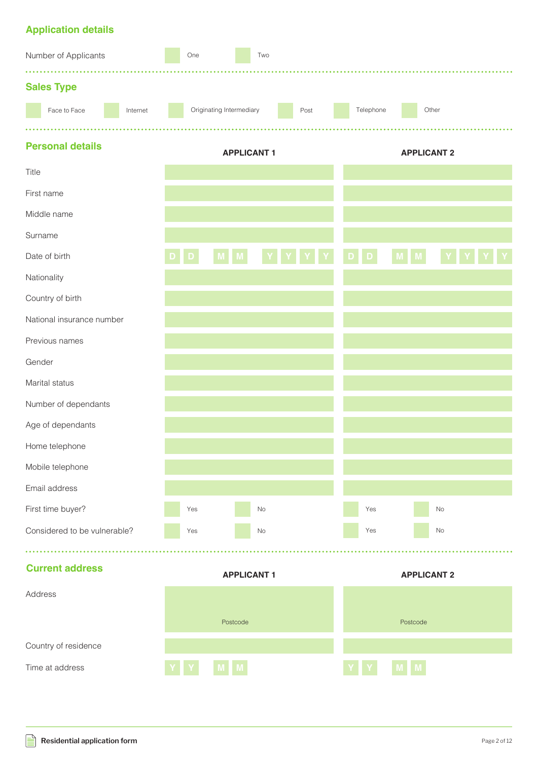## Application details

Number of Applicants ☐ One ☐ Two

## Sales Type

☐ Face to Face ☐ Internet ☐ Originating Intermediary ☐ Post ☐ Telephone ☐ Other

## Personal details

| | APPLICANT 1 | APPLICANT 2 |
|---|---|---|
| Title | | |
| First name | | |
| Middle name | | |
| Surname | | |
| Date of birth | D D M M Y Y Y Y | D D M M Y Y Y Y |
| Nationality | | |
| Country of birth | | |
| National insurance number | | |
| Previous names | | |
| Gender | | |
| Marital status | | |
| Number of dependants | | |
| Age of dependants | | |
| Home telephone | | |
| Mobile telephone | | |
| Email address | | |
| First time buyer? | ☐ Yes ☐ No | ☐ Yes ☐ No |
| Considered to be vulnerable? | ☐ Yes ☐ No | ☐ Yes ☐ No |

## Current address

| | APPLICANT 1 | APPLICANT 2 |
|---|---|---|
| Address | Postcode | Postcode |
| Country of residence | | |
| Time at address | Y Y M M | Y Y M M |

Residential application form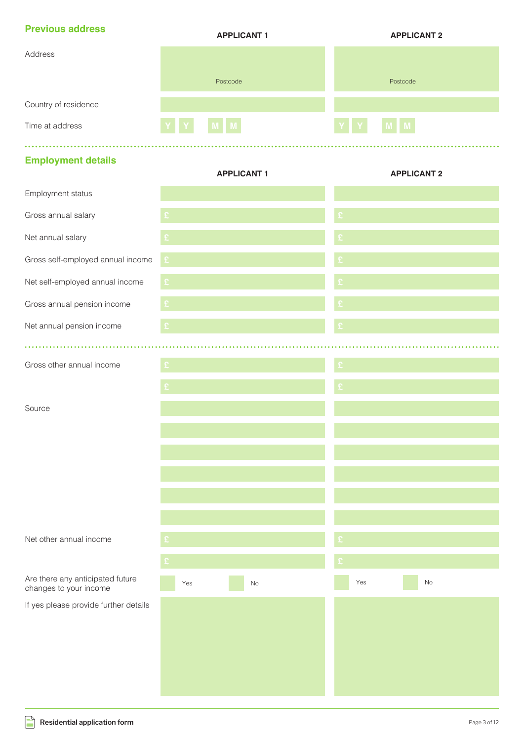## Previous address

| | APPLICANT 1 | APPLICANT 2 |
|---|---|---|
| Address | Postcode | Postcode |
| Country of residence | | |
| Time at address | Y Y M M | Y Y M M |

## Employment details

| | APPLICANT 1 | APPLICANT 2 |
|---|---|---|
| Employment status | | |
| Gross annual salary | £ | £ |
| Net annual salary | £ | £ |
| Gross self-employed annual income | £ | £ |
| Net self-employed annual income | £ | £ |
| Gross annual pension income | £ | £ |
| Net annual pension income | £ | £ |

| | APPLICANT 1 | APPLICANT 2 |
|---|---|---|
| Gross other annual income | £ | £ |
| | £ | £ |
| Source | | |
| | | |
| | | |
| | | |
| | | |
| | | |
| Net other annual income | £ | £ |
| | £ | £ |
| Are there any anticipated future changes to your income | Yes / No | Yes / No |
| If yes please provide further details | | |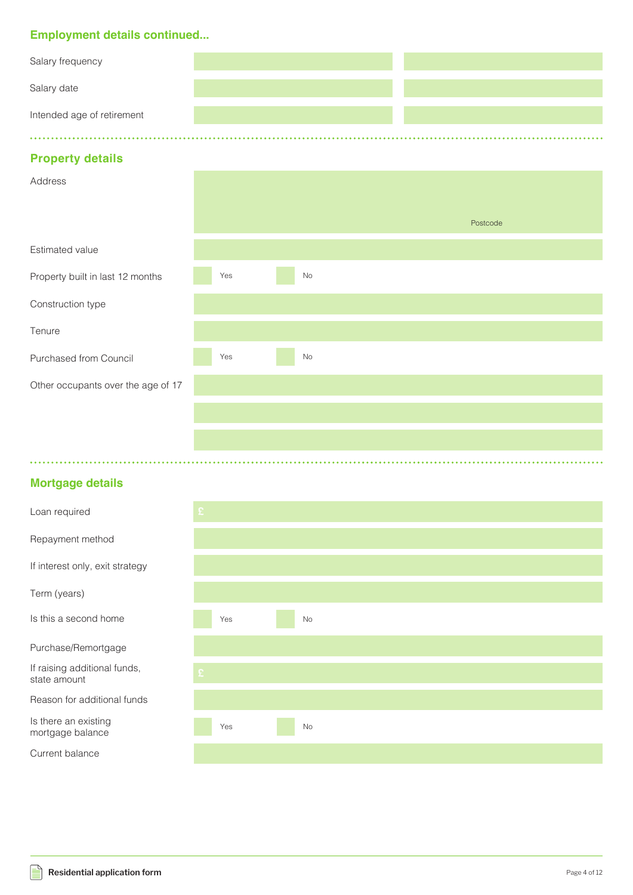## Employment details continued...

| | | |
|---|---|---|
| Salary frequency | | |
| Salary date | | |
| Intended age of retirement | | |

## Property details

| | |
|---|---|
| Address | Postcode |
| Estimated value | |
| Property built in last 12 months | Yes / No |
| Construction type | |
| Tenure | |
| Purchased from Council | Yes / No |
| Other occupants over the age of 17 | |
| | |
| | |

## Mortgage details

| | |
|---|---|
| Loan required | £ |
| Repayment method | |
| If interest only, exit strategy | |
| Term (years) | |
| Is this a second home | Yes / No |
| Purchase/Remortgage | |
| If raising additional funds, state amount | £ |
| Reason for additional funds | |
| Is there an existing mortgage balance | Yes / No |
| Current balance | |

Residential application form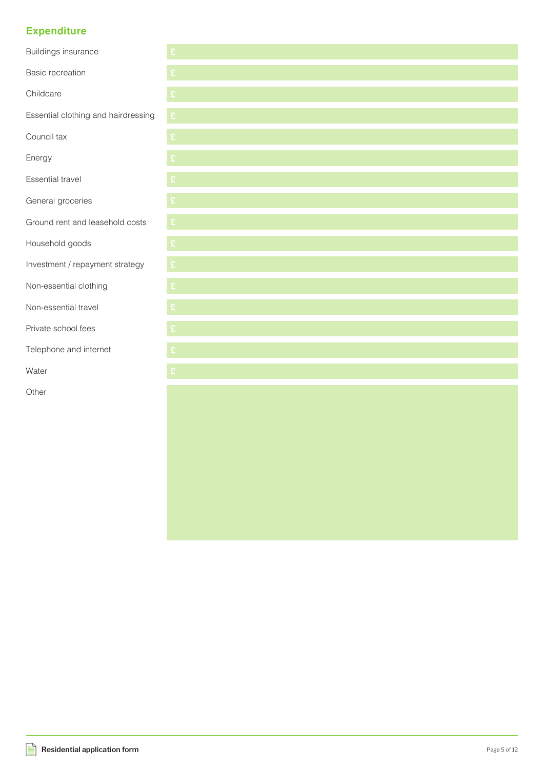## Expenditure

| | |
|---|---|
| Buildings insurance | £ |
| Basic recreation | £ |
| Childcare | £ |
| Essential clothing and hairdressing | £ |
| Council tax | £ |
| Energy | £ |
| Essential travel | £ |
| General groceries | £ |
| Ground rent and leasehold costs | £ |
| Household goods | £ |
| Investment / repayment strategy | £ |
| Non-essential clothing | £ |
| Non-essential travel | £ |
| Private school fees | £ |
| Telephone and internet | £ |
| Water | £ |
| Other | |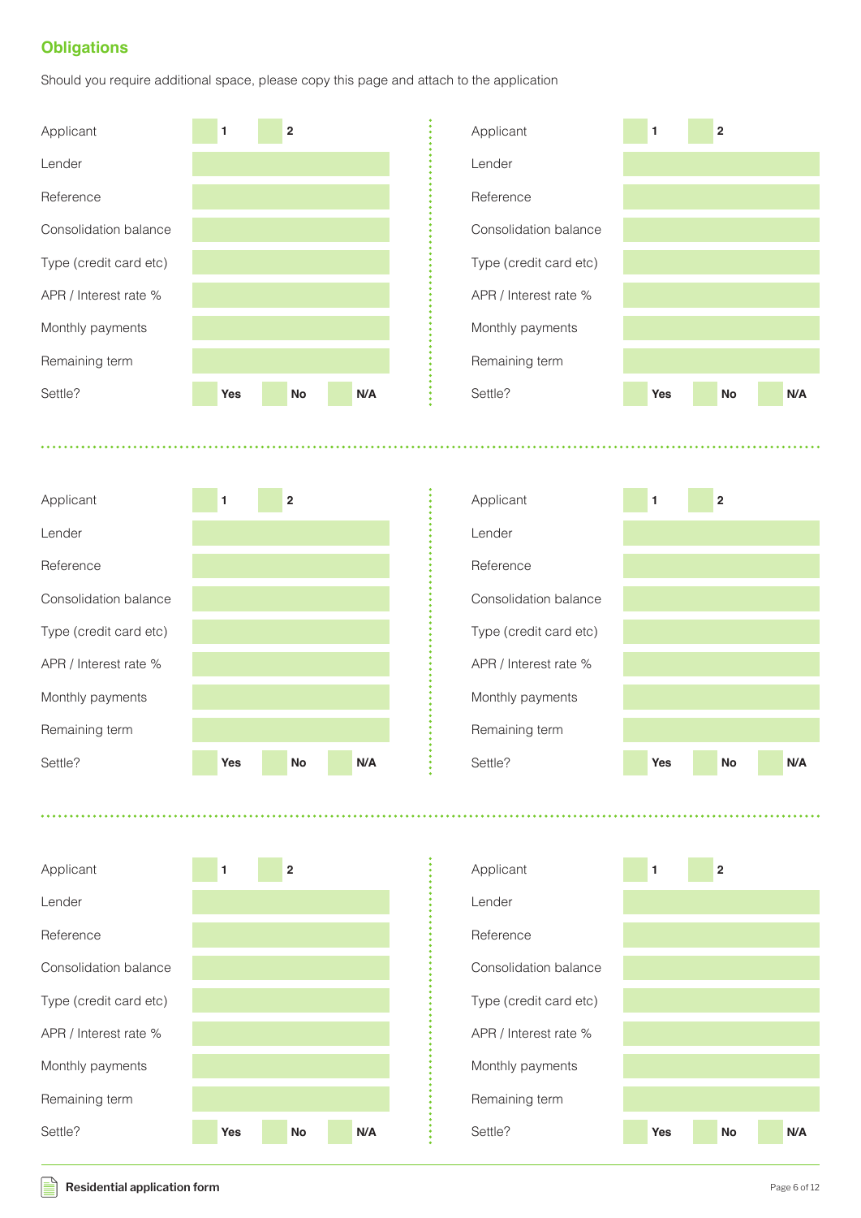## Obligations

Should you require additional space, please copy this page and attach to the application

| | |
|---|---|
| Applicant | ☐ 1 ☐ 2 |
| Lender | |
| Reference | |
| Consolidation balance | |
| Type (credit card etc) | |
| APR / Interest rate % | |
| Monthly payments | |
| Remaining term | |
| Settle? | ☐ Yes ☐ No ☐ N/A |

| | |
|---|---|
| Applicant | ☐ 1 ☐ 2 |
| Lender | |
| Reference | |
| Consolidation balance | |
| Type (credit card etc) | |
| APR / Interest rate % | |
| Monthly payments | |
| Remaining term | |
| Settle? | ☐ Yes ☐ No ☐ N/A |

| | |
|---|---|
| Applicant | ☐ 1 ☐ 2 |
| Lender | |
| Reference | |
| Consolidation balance | |
| Type (credit card etc) | |
| APR / Interest rate % | |
| Monthly payments | |
| Remaining term | |
| Settle? | ☐ Yes ☐ No ☐ N/A |

| | |
|---|---|
| Applicant | ☐ 1 ☐ 2 |
| Lender | |
| Reference | |
| Consolidation balance | |
| Type (credit card etc) | |
| APR / Interest rate % | |
| Monthly payments | |
| Remaining term | |
| Settle? | ☐ Yes ☐ No ☐ N/A |

| | |
|---|---|
| Applicant | ☐ 1 ☐ 2 |
| Lender | |
| Reference | |
| Consolidation balance | |
| Type (credit card etc) | |
| APR / Interest rate % | |
| Monthly payments | |
| Remaining term | |
| Settle? | ☐ Yes ☐ No ☐ N/A |

| | |
|---|---|
| Applicant | ☐ 1 ☐ 2 |
| Lender | |
| Reference | |
| Consolidation balance | |
| Type (credit card etc) | |
| APR / Interest rate % | |
| Monthly payments | |
| Remaining term | |
| Settle? | ☐ Yes ☐ No ☐ N/A |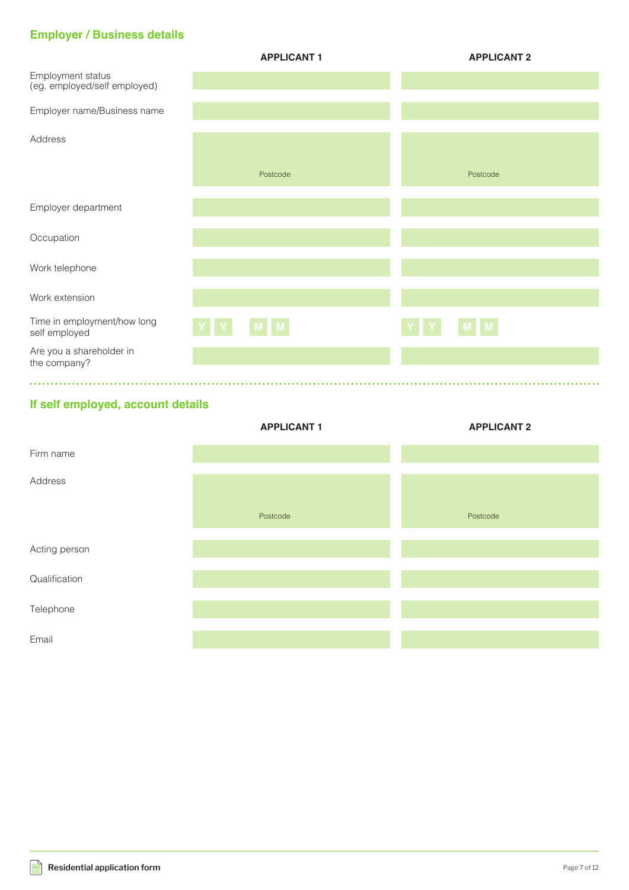## Employer / Business details

| | APPLICANT 1 | APPLICANT 2 |
|---|---|---|
| Employment status (eg. employed/self employed) | | |
| Employer name/Business name | | |
| Address | Postcode | Postcode |
| Employer department | | |
| Occupation | | |
| Work telephone | | |
| Work extension | | |
| Time in employment/how long self employed | Y Y M M | Y Y M M |
| Are you a shareholder in the company? | | |

## If self employed, account details

| | APPLICANT 1 | APPLICANT 2 |
|---|---|---|
| Firm name | | |
| Address | Postcode | Postcode |
| Acting person | | |
| Qualification | | |
| Telephone | | |
| Email | | |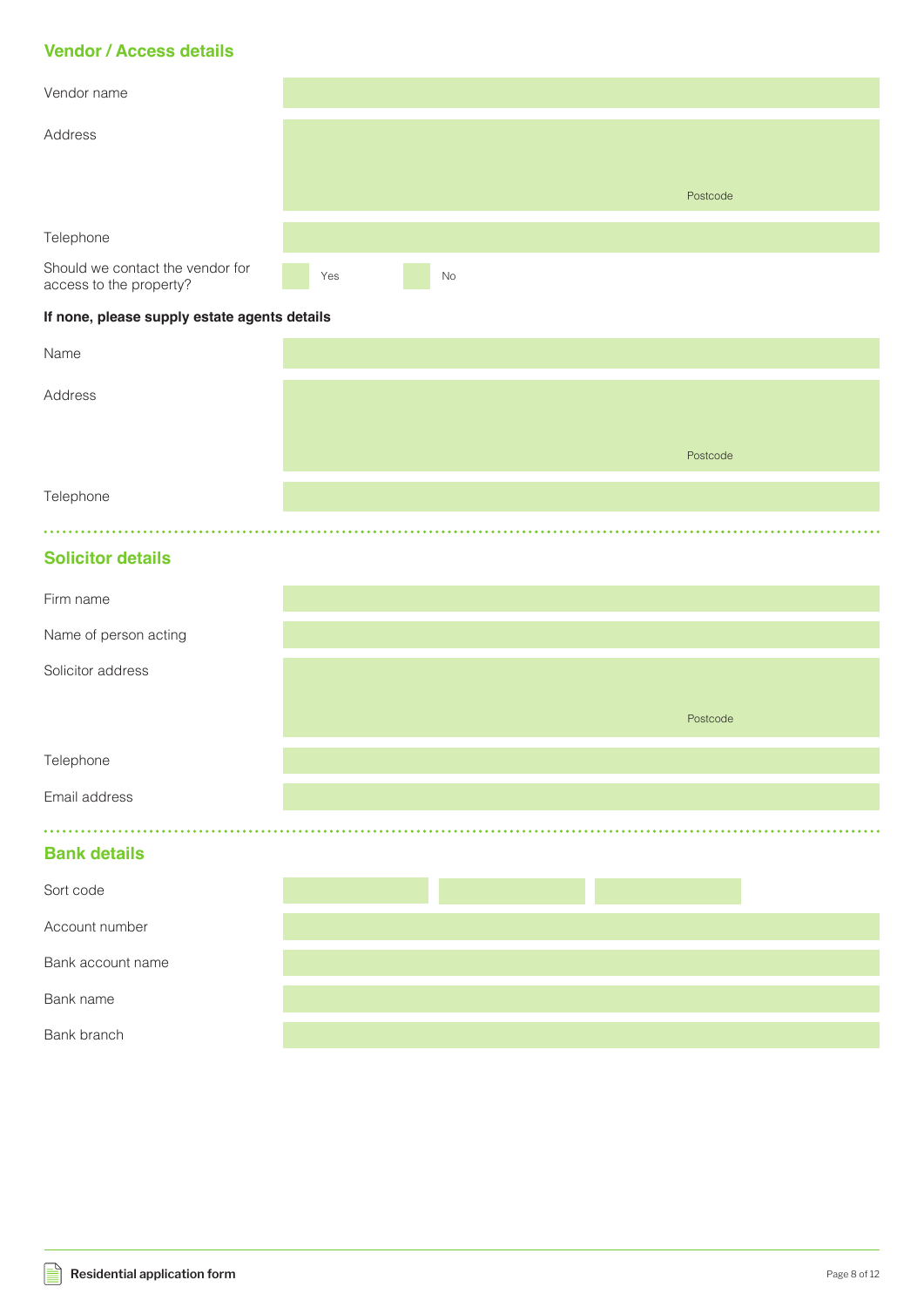## Vendor / Access details

Vendor name

Address

Postcode

Telephone

Should we contact the vendor for access to the property? Yes No

**If none, please supply estate agents details**

Name

Address

Postcode

Telephone

## Solicitor details

Firm name

Name of person acting

Solicitor address

Postcode

Telephone

Email address

## Bank details

Sort code

Account number

Bank account name

Bank name

Bank branch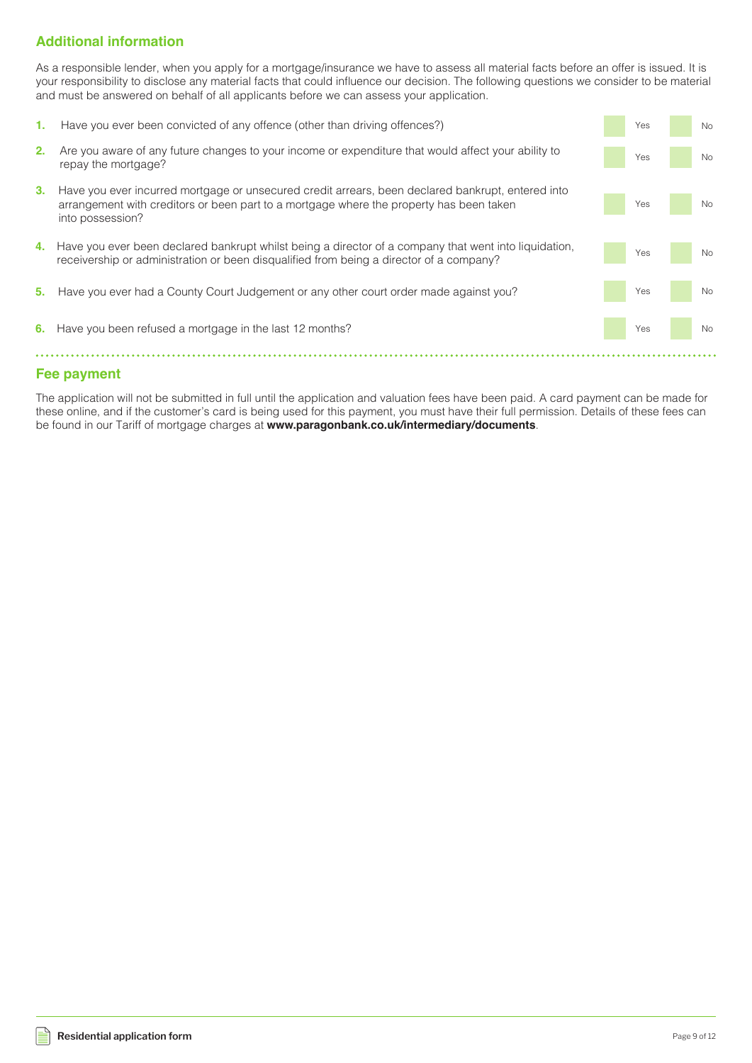## Additional information

As a responsible lender, when you apply for a mortgage/insurance we have to assess all material facts before an offer is issued. It is your responsibility to disclose any material facts that could influence our decision. The following questions we consider to be material and must be answered on behalf of all applicants before we can assess your application.

| | Question | | |
|---|---|---|---|
| **1.** | Have you ever been convicted of any offence (other than driving offences?) | Yes | No |
| **2.** | Are you aware of any future changes to your income or expenditure that would affect your ability to repay the mortgage? | Yes | No |
| **3.** | Have you ever incurred mortgage or unsecured credit arrears, been declared bankrupt, entered into arrangement with creditors or been part to a mortgage where the property has been taken into possession? | Yes | No |
| **4.** | Have you ever been declared bankrupt whilst being a director of a company that went into liquidation, receivership or administration or been disqualified from being a director of a company? | Yes | No |
| **5.** | Have you ever had a County Court Judgement or any other court order made against you? | Yes | No |
| **6.** | Have you been refused a mortgage in the last 12 months? | Yes | No |

## Fee payment

The application will not be submitted in full until the application and valuation fees have been paid. A card payment can be made for these online, and if the customer's card is being used for this payment, you must have their full permission. Details of these fees can be found in our Tariff of mortgage charges at **www.paragonbank.co.uk/intermediary/documents**.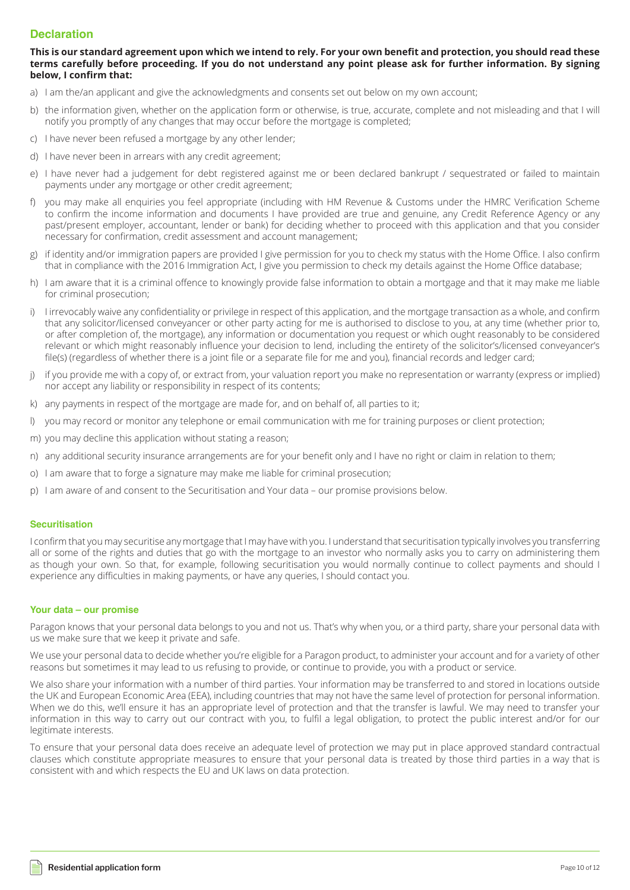## Declaration

**This is our standard agreement upon which we intend to rely. For your own benefit and protection, you should read these terms carefully before proceeding. If you do not understand any point please ask for further information. By signing below, I confirm that:**

a) I am the/an applicant and give the acknowledgments and consents set out below on my own account;

b) the information given, whether on the application form or otherwise, is true, accurate, complete and not misleading and that I will notify you promptly of any changes that may occur before the mortgage is completed;

c) I have never been refused a mortgage by any other lender;

d) I have never been in arrears with any credit agreement;

e) I have never had a judgement for debt registered against me or been declared bankrupt / sequestrated or failed to maintain payments under any mortgage or other credit agreement;

f) you may make all enquiries you feel appropriate (including with HM Revenue & Customs under the HMRC Verification Scheme to confirm the income information and documents I have provided are true and genuine, any Credit Reference Agency or any past/present employer, accountant, lender or bank) for deciding whether to proceed with this application and that you consider necessary for confirmation, credit assessment and account management;

g) if identity and/or immigration papers are provided I give permission for you to check my status with the Home Office. I also confirm that in compliance with the 2016 Immigration Act, I give you permission to check my details against the Home Office database;

h) I am aware that it is a criminal offence to knowingly provide false information to obtain a mortgage and that it may make me liable for criminal prosecution;

i) I irrevocably waive any confidentiality or privilege in respect of this application, and the mortgage transaction as a whole, and confirm that any solicitor/licensed conveyancer or other party acting for me is authorised to disclose to you, at any time (whether prior to, or after completion of, the mortgage), any information or documentation you request or which ought reasonably to be considered relevant or which might reasonably influence your decision to lend, including the entirety of the solicitor's/licensed conveyancer's file(s) (regardless of whether there is a joint file or a separate file for me and you), financial records and ledger card;

j) if you provide me with a copy of, or extract from, your valuation report you make no representation or warranty (express or implied) nor accept any liability or responsibility in respect of its contents;

k) any payments in respect of the mortgage are made for, and on behalf of, all parties to it;

l) you may record or monitor any telephone or email communication with me for training purposes or client protection;

m) you may decline this application without stating a reason;

n) any additional security insurance arrangements are for your benefit only and I have no right or claim in relation to them;

o) I am aware that to forge a signature may make me liable for criminal prosecution;

p) I am aware of and consent to the Securitisation and Your data – our promise provisions below.

### Securitisation

I confirm that you may securitise any mortgage that I may have with you. I understand that securitisation typically involves you transferring all or some of the rights and duties that go with the mortgage to an investor who normally asks you to carry on administering them as though your own. So that, for example, following securitisation you would normally continue to collect payments and should I experience any difficulties in making payments, or have any queries, I should contact you.

### Your data – our promise

Paragon knows that your personal data belongs to you and not us. That's why when you, or a third party, share your personal data with us we make sure that we keep it private and safe.

We use your personal data to decide whether you're eligible for a Paragon product, to administer your account and for a variety of other reasons but sometimes it may lead to us refusing to provide, or continue to provide, you with a product or service.

We also share your information with a number of third parties. Your information may be transferred to and stored in locations outside the UK and European Economic Area (EEA), including countries that may not have the same level of protection for personal information. When we do this, we'll ensure it has an appropriate level of protection and that the transfer is lawful. We may need to transfer your information in this way to carry out our contract with you, to fulfil a legal obligation, to protect the public interest and/or for our legitimate interests.

To ensure that your personal data does receive an adequate level of protection we may put in place approved standard contractual clauses which constitute appropriate measures to ensure that your personal data is treated by those third parties in a way that is consistent with and which respects the EU and UK laws on data protection.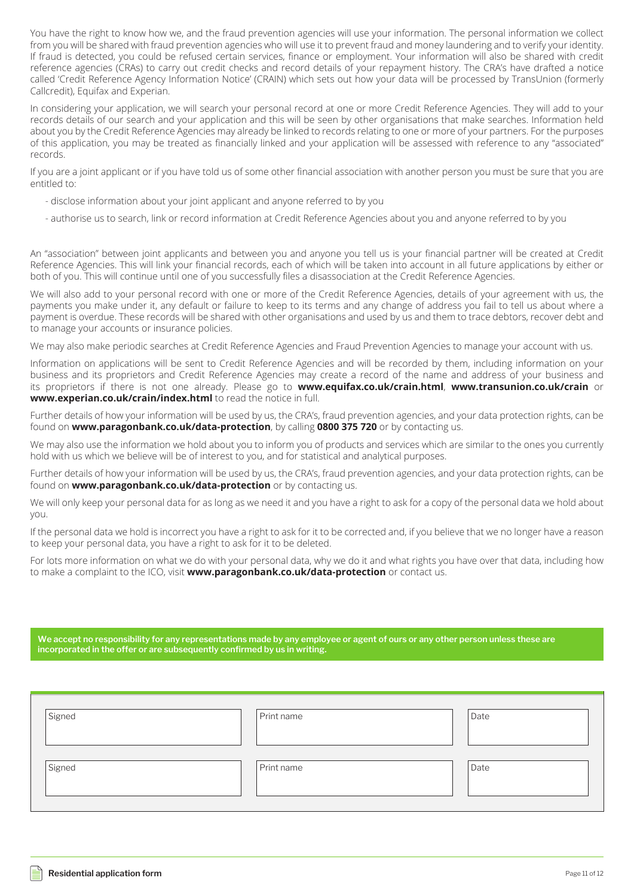You have the right to know how we, and the fraud prevention agencies will use your information. The personal information we collect from you will be shared with fraud prevention agencies who will use it to prevent fraud and money laundering and to verify your identity. If fraud is detected, you could be refused certain services, finance or employment. Your information will also be shared with credit reference agencies (CRAs) to carry out credit checks and record details of your repayment history. The CRA's have drafted a notice called 'Credit Reference Agency Information Notice' (CRAIN) which sets out how your data will be processed by TransUnion (formerly Callcredit), Equifax and Experian.

In considering your application, we will search your personal record at one or more Credit Reference Agencies. They will add to your records details of our search and your application and this will be seen by other organisations that make searches. Information held about you by the Credit Reference Agencies may already be linked to records relating to one or more of your partners. For the purposes of this application, you may be treated as financially linked and your application will be assessed with reference to any "associated" records.

If you are a joint applicant or if you have told us of some other financial association with another person you must be sure that you are entitled to:

- disclose information about your joint applicant and anyone referred to by you
- authorise us to search, link or record information at Credit Reference Agencies about you and anyone referred to by you

An "association" between joint applicants and between you and anyone you tell us is your financial partner will be created at Credit Reference Agencies. This will link your financial records, each of which will be taken into account in all future applications by either or both of you. This will continue until one of you successfully files a disassociation at the Credit Reference Agencies.

We will also add to your personal record with one or more of the Credit Reference Agencies, details of your agreement with us, the payments you make under it, any default or failure to keep to its terms and any change of address you fail to tell us about where a payment is overdue. These records will be shared with other organisations and used by us and them to trace debtors, recover debt and to manage your accounts or insurance policies.

We may also make periodic searches at Credit Reference Agencies and Fraud Prevention Agencies to manage your account with us.

Information on applications will be sent to Credit Reference Agencies and will be recorded by them, including information on your business and its proprietors and Credit Reference Agencies may create a record of the name and address of your business and its proprietors if there is not one already. Please go to **www.equifax.co.uk/crain.html**, **www.transunion.co.uk/crain** or **www.experian.co.uk/crain/index.html** to read the notice in full.

Further details of how your information will be used by us, the CRA's, fraud prevention agencies, and your data protection rights, can be found on **www.paragonbank.co.uk/data-protection**, by calling **0800 375 720** or by contacting us.

We may also use the information we hold about you to inform you of products and services which are similar to the ones you currently hold with us which we believe will be of interest to you, and for statistical and analytical purposes.

Further details of how your information will be used by us, the CRA's, fraud prevention agencies, and your data protection rights, can be found on **www.paragonbank.co.uk/data-protection** or by contacting us.

We will only keep your personal data for as long as we need it and you have a right to ask for a copy of the personal data we hold about you.

If the personal data we hold is incorrect you have a right to ask for it to be corrected and, if you believe that we no longer have a reason to keep your personal data, you have a right to ask for it to be deleted.

For lots more information on what we do with your personal data, why we do it and what rights you have over that data, including how to make a complaint to the ICO, visit **www.paragonbank.co.uk/data-protection** or contact us.

**We accept no responsibility for any representations made by any employee or agent of ours or any other person unless these are incorporated in the offer or are subsequently confirmed by us in writing.**

| Signed | Print name | Date |
|---|---|---|
| | | |
| Signed | Print name | Date |
| | | |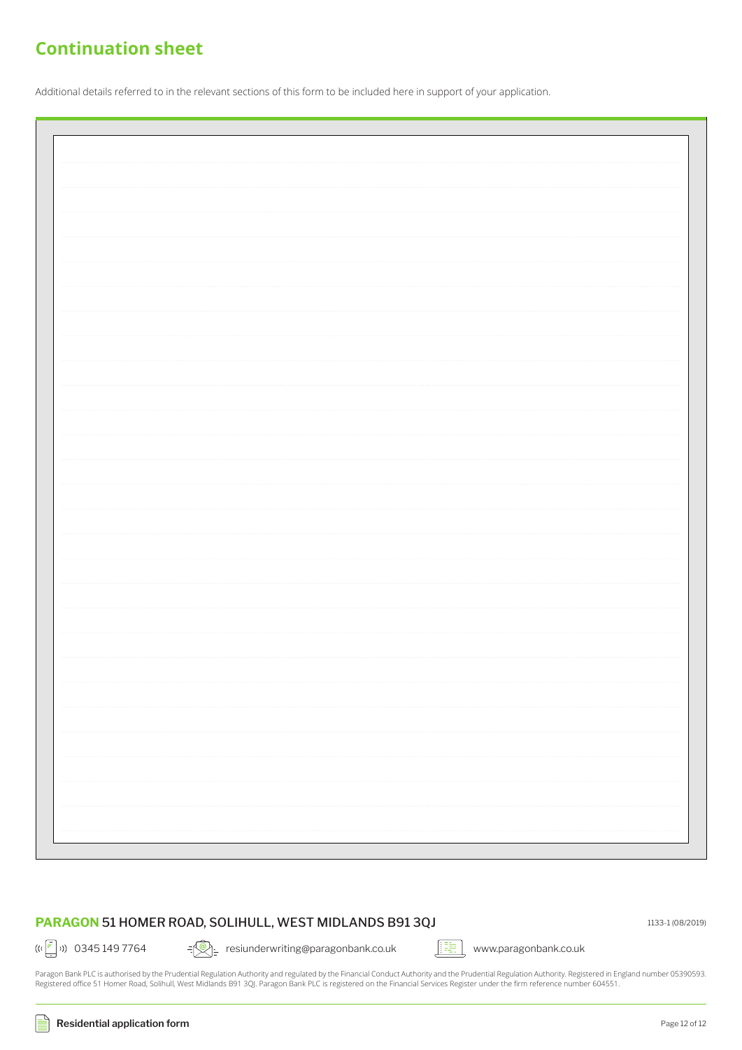# Continuation sheet

Additional details referred to in the relevant sections of this form to be included here in support of your application.

**PARAGON** 51 HOMER ROAD, SOLIHULL, WEST MIDLANDS B91 3QJ

1133-1 (08/2019)

0345 149 7764

resiunderwriting@paragonbank.co.uk

www.paragonbank.co.uk

Paragon Bank PLC is authorised by the Prudential Regulation Authority and regulated by the Financial Conduct Authority and the Prudential Regulation Authority. Registered in England number 05390593. Registered office 51 Homer Road, Solihull, West Midlands B91 3QJ. Paragon Bank PLC is registered on the Financial Services Register under the firm reference number 604551.